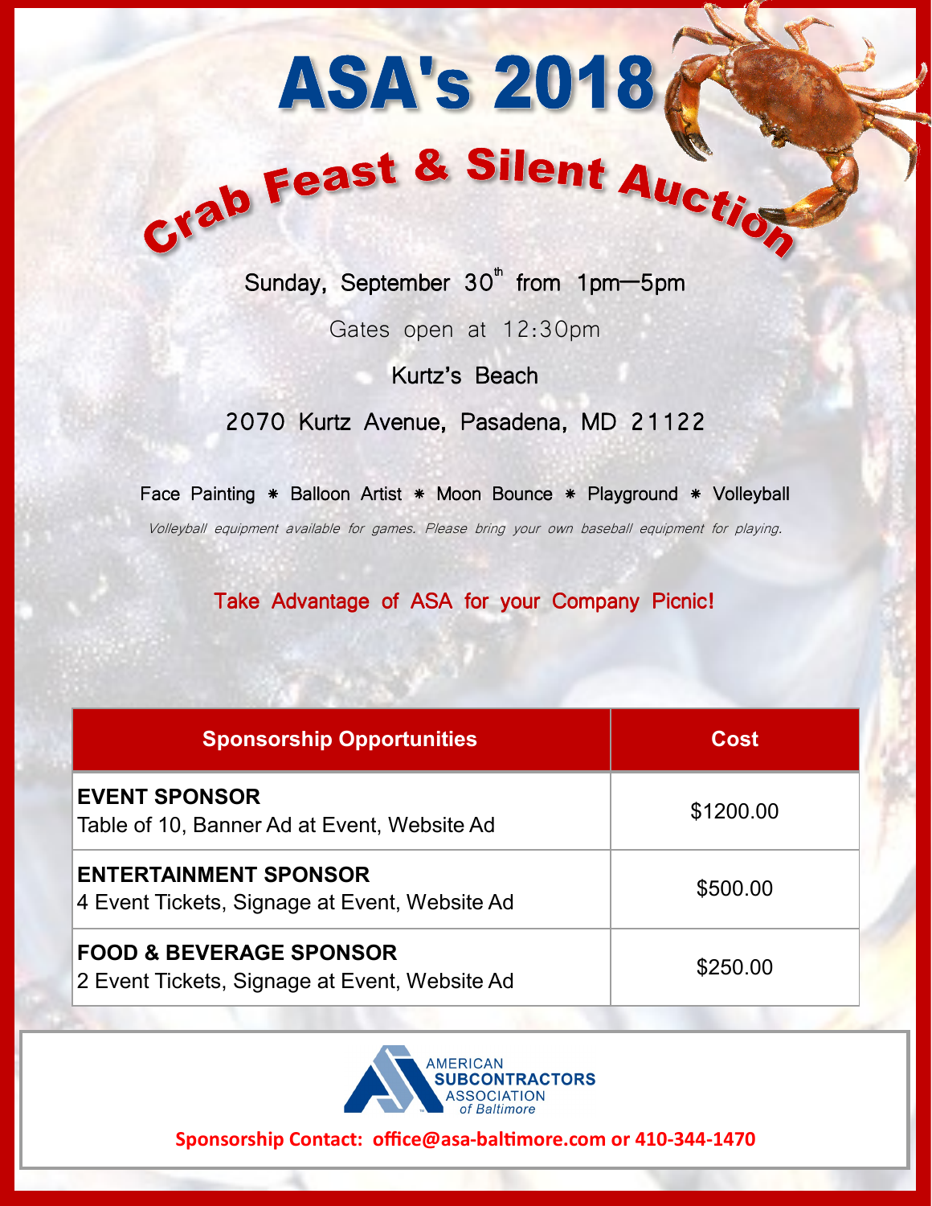# ASA's 2018

## Crab Feast & Silent Auction

Sunday, September 30th from 1pm—5pm

Gates open at 12:30pm

Kurtz's Beach

2070 Kurtz Avenue, Pasadena, MD 21122

Face Painting ⁕ Balloon Artist ⁕ Moon Bounce ⁕ Playground ⁕ Volleyball

*Volleyball equipment available for games. Please bring your own baseball equipment for playing.*

Take Advantage of ASA for your Company Picnic!

| Sponsorship Opportunities | Cost |
| --- | --- |
| **EVENT SPONSOR**<br>Table of 10, Banner Ad at Event, Website Ad | $1200.00 |
| **ENTERTAINMENT SPONSOR**<br>4 Event Tickets, Signage at Event, Website Ad | $500.00 |
| **FOOD & BEVERAGE SPONSOR**<br>2 Event Tickets, Signage at Event, Website Ad | $250.00 |

AMERICAN SUBCONTRACTORS ASSOCIATION of Baltimore

**Sponsorship Contact: office@asa-baltimore.com or 410-344-1470**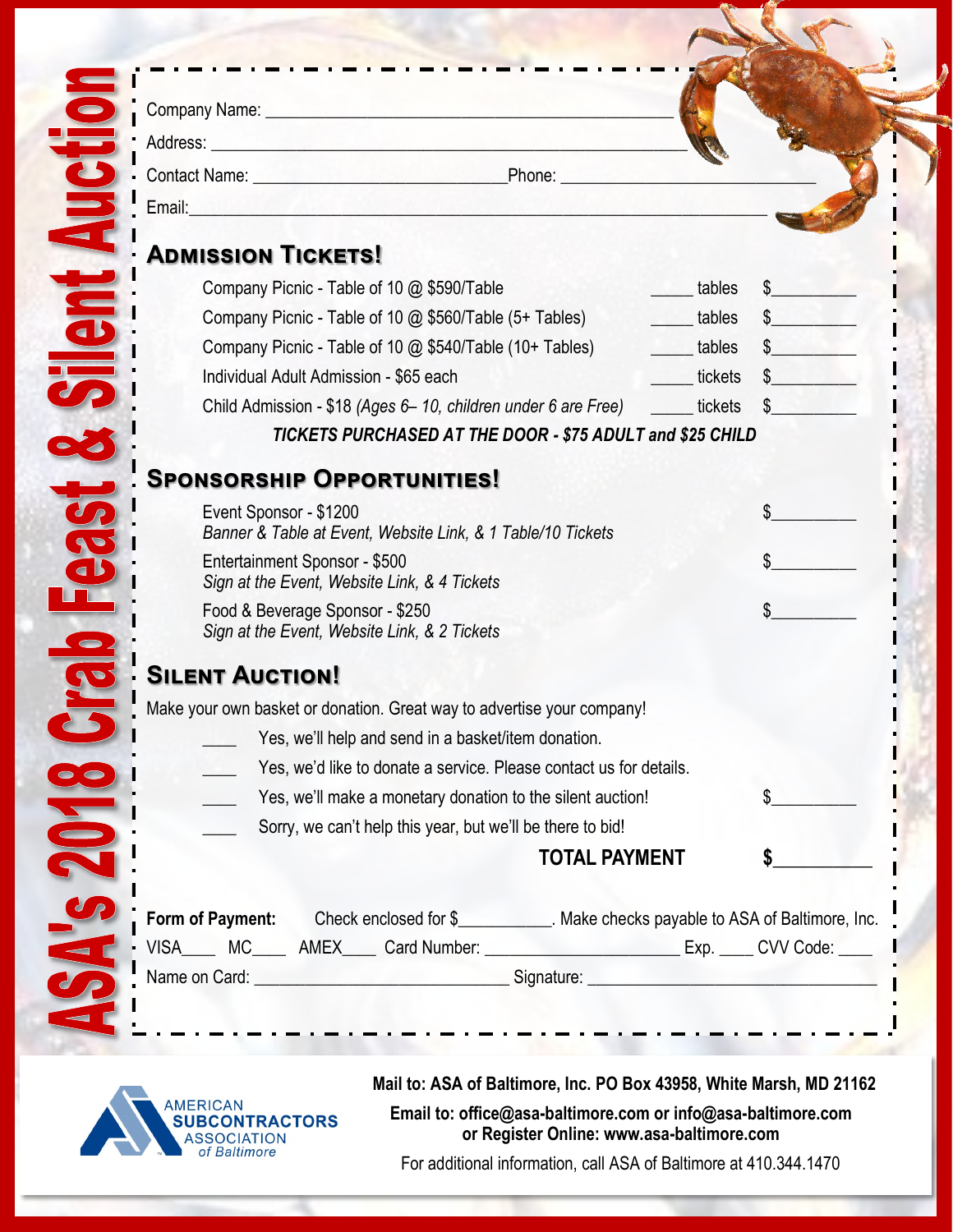# ASA's 2018 Crab Feast & Silent Auction

Company Name: ______________________________________________

Address: ___________________________________________________

Contact Name: ___________________________ Phone: ___________________________

Email: ______________________________________________________________

## Admission Tickets!

| | | |
|---|---|---|
| Company Picnic - Table of 10 @ $590/Table | _____ tables | $_________ |
| Company Picnic - Table of 10 @ $560/Table (5+ Tables) | _____ tables | $_________ |
| Company Picnic - Table of 10 @ $540/Table (10+ Tables) | _____ tables | $_________ |
| Individual Adult Admission - $65 each | _____ tickets | $_________ |
| Child Admission - $18 *(Ages 6– 10, children under 6 are Free)* | _____ tickets | $_________ |

***TICKETS PURCHASED AT THE DOOR - $75 ADULT and $25 CHILD***

## Sponsorship Opportunities!

Event Sponsor - $1200 $_________
*Banner & Table at Event, Website Link, & 1 Table/10 Tickets*

Entertainment Sponsor - $500 $_________
*Sign at the Event, Website Link, & 4 Tickets*

Food & Beverage Sponsor - $250 $_________
*Sign at the Event, Website Link, & 2 Tickets*

## Silent Auction!

Make your own basket or donation. Great way to advertise your company!

____ Yes, we'll help and send in a basket/item donation.

____ Yes, we'd like to donate a service. Please contact us for details.

____ Yes, we'll make a monetary donation to the silent auction! $_________

____ Sorry, we can't help this year, but we'll be there to bid!

**TOTAL PAYMENT $__________**

**Form of Payment:** Check enclosed for $__________. Make checks payable to ASA of Baltimore, Inc.

VISA____ MC____ AMEX____ Card Number: ______________________ Exp. ____ CVV Code: ____

Name on Card: _____________________________ Signature: _________________________________

AMERICAN SUBCONTRACTORS ASSOCIATION of Baltimore

**Mail to: ASA of Baltimore, Inc. PO Box 43958, White Marsh, MD 21162**

**Email to: office@asa-baltimore.com or info@asa-baltimore.com or Register Online: www.asa-baltimore.com**

For additional information, call ASA of Baltimore at 410.344.1470